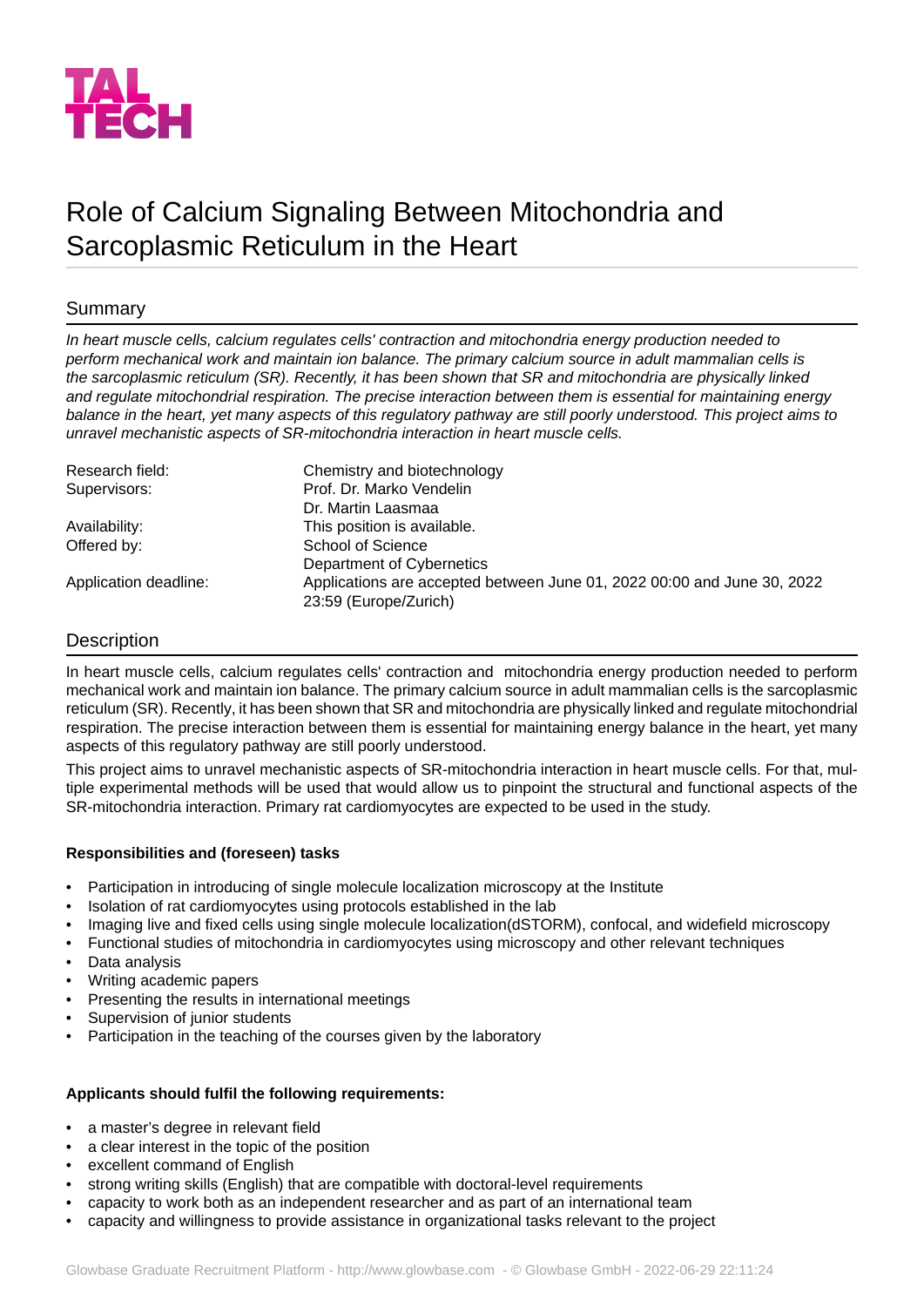TAL TECH

# Role of Calcium Signaling Between Mitochondria and Sarcoplasmic Reticulum in the Heart

## Summary

*In heart muscle cells, calcium regulates cells' contraction and mitochondria energy production needed to perform mechanical work and maintain ion balance. The primary calcium source in adult mammalian cells is the sarcoplasmic reticulum (SR). Recently, it has been shown that SR and mitochondria are physically linked and regulate mitochondrial respiration. The precise interaction between them is essential for maintaining energy balance in the heart, yet many aspects of this regulatory pathway are still poorly understood. This project aims to unravel mechanistic aspects of SR-mitochondria interaction in heart muscle cells.*

| | |
|---|---|
| Research field: | Chemistry and biotechnology |
| Supervisors: | Prof. Dr. Marko Vendelin<br>Dr. Martin Laasmaa |
| Availability: | This position is available. |
| Offered by: | School of Science<br>Department of Cybernetics |
| Application deadline: | Applications are accepted between June 01, 2022 00:00 and June 30, 2022 23:59 (Europe/Zurich) |

## Description

In heart muscle cells, calcium regulates cells' contraction and mitochondria energy production needed to perform mechanical work and maintain ion balance. The primary calcium source in adult mammalian cells is the sarcoplasmic reticulum (SR). Recently, it has been shown that SR and mitochondria are physically linked and regulate mitochondrial respiration. The precise interaction between them is essential for maintaining energy balance in the heart, yet many aspects of this regulatory pathway are still poorly understood.

This project aims to unravel mechanistic aspects of SR-mitochondria interaction in heart muscle cells. For that, multiple experimental methods will be used that would allow us to pinpoint the structural and functional aspects of the SR-mitochondria interaction. Primary rat cardiomyocytes are expected to be used in the study.

**Responsibilities and (foreseen) tasks**

- Participation in introducing of single molecule localization microscopy at the Institute
- Isolation of rat cardiomyocytes using protocols established in the lab
- Imaging live and fixed cells using single molecule localization(dSTORM), confocal, and widefield microscopy
- Functional studies of mitochondria in cardiomyocytes using microscopy and other relevant techniques
- Data analysis
- Writing academic papers
- Presenting the results in international meetings
- Supervision of junior students
- Participation in the teaching of the courses given by the laboratory

**Applicants should fulfil the following requirements:**

- a master's degree in relevant field
- a clear interest in the topic of the position
- excellent command of English
- strong writing skills (English) that are compatible with doctoral-level requirements
- capacity to work both as an independent researcher and as part of an international team
- capacity and willingness to provide assistance in organizational tasks relevant to the project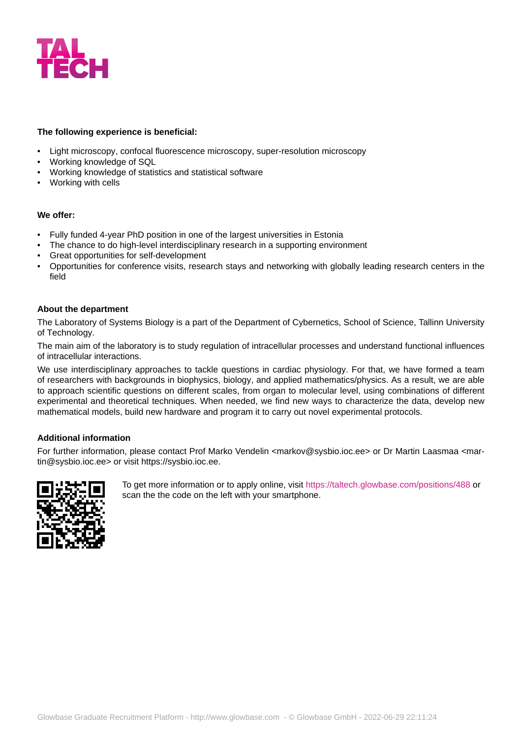**The following experience is beneficial:**

- Light microscopy, confocal fluorescence microscopy, super-resolution microscopy
- Working knowledge of SQL
- Working knowledge of statistics and statistical software
- Working with cells

**We offer:**

- Fully funded 4-year PhD position in one of the largest universities in Estonia
- The chance to do high-level interdisciplinary research in a supporting environment
- Great opportunities for self-development
- Opportunities for conference visits, research stays and networking with globally leading research centers in the field

**About the department**

The Laboratory of Systems Biology is a part of the Department of Cybernetics, School of Science, Tallinn University of Technology.

The main aim of the laboratory is to study regulation of intracellular processes and understand functional influences of intracellular interactions.

We use interdisciplinary approaches to tackle questions in cardiac physiology. For that, we have formed a team of researchers with backgrounds in biophysics, biology, and applied mathematics/physics. As a result, we are able to approach scientific questions on different scales, from organ to molecular level, using combinations of different experimental and theoretical techniques. When needed, we find new ways to characterize the data, develop new mathematical models, build new hardware and program it to carry out novel experimental protocols.

**Additional information**

For further information, please contact Prof Marko Vendelin <markov@sysbio.ioc.ee> or Dr Martin Laasmaa <martin@sysbio.ioc.ee> or visit https://sysbio.ioc.ee.

To get more information or to apply online, visit https://taltech.glowbase.com/positions/488 or scan the the code on the left with your smartphone.